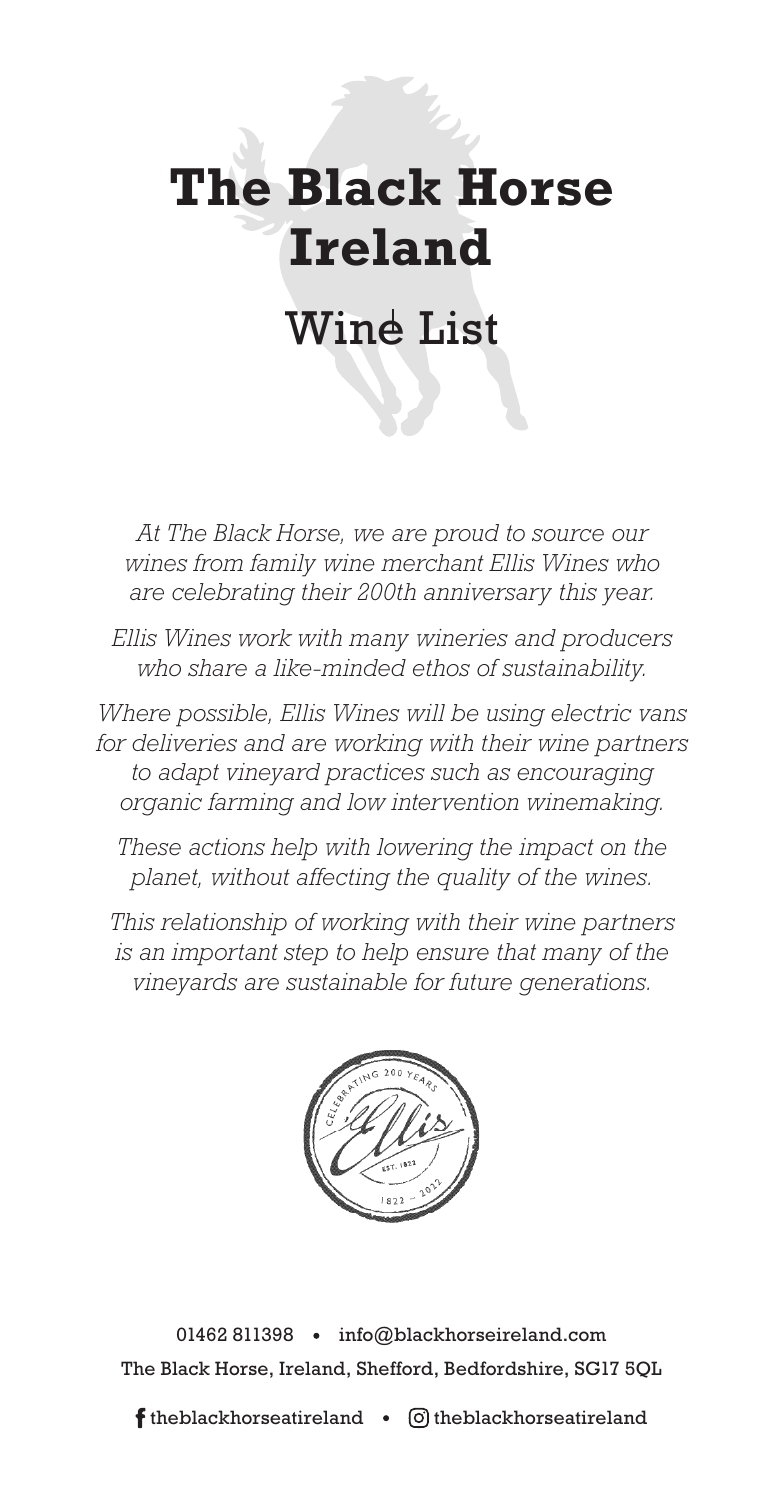# The Black Horse Ireland

## Wine List

*At The Black Horse, we are proud to source our wines from family wine merchant Ellis Wines who are celebrating their 200th anniversary this year.*

*Ellis Wines work with many wineries and producers who share a like-minded ethos of sustainability.*

*Where possible, Ellis Wines will be using electric vans for deliveries and are working with their wine partners to adapt vineyard practices such as encouraging organic farming and low intervention winemaking.*

*These actions help with lowering the impact on the planet, without affecting the quality of the wines.*

*This relationship of working with their wine partners is an important step to help ensure that many of the vineyards are sustainable for future generations.*

01462 811398 • info@blackhorseireland.com

The Black Horse, Ireland, Shefford, Bedfordshire, SG17 5QL

theblackhorseatireland • theblackhorseatireland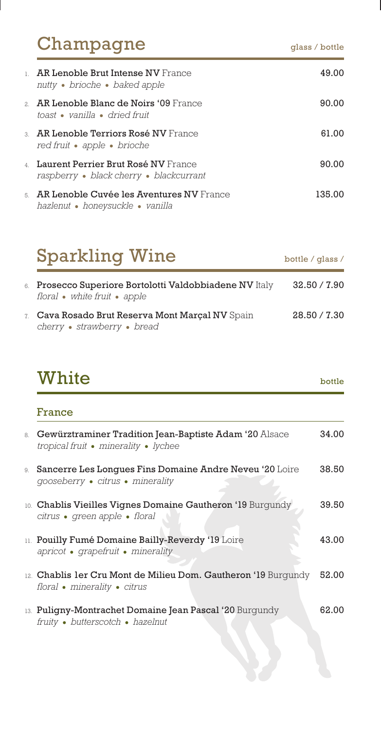## Champagne

glass / bottle

1. **AR Lenoble Brut Intense NV** France — 49.00
   *nutty • brioche • baked apple*
2. **AR Lenoble Blanc de Noirs '09** France — 90.00
   *toast • vanilla • dried fruit*
3. **AR Lenoble Terriors Rosé NV** France — 61.00
   *red fruit • apple • brioche*
4. **Laurent Perrier Brut Rosé NV** France — 90.00
   *raspberry • black cherry • blackcurrant*
5. **AR Lenoble Cuvée les Aventures NV** France — 135.00
   *hazlenut • honeysuckle • vanilla*

## Sparkling Wine

bottle / glass /

6. **Prosecco Superiore Bortolotti Valdobbiadene NV** Italy — 32.50 / 7.90
   *floral • white fruit • apple*
7. **Cava Rosado Brut Reserva Mont Marçal NV** Spain — 28.50 / 7.30
   *cherry • strawberry • bread*

## White

bottle

### France

8. **Gewürztraminer Tradition Jean-Baptiste Adam '20** Alsace — 34.00
   *tropical fruit • minerality • lychee*
9. **Sancerre Les Longues Fins Domaine Andre Neveu '20** Loire — 38.50
   *gooseberry • citrus • minerality*
10. **Chablis Vieilles Vignes Domaine Gautheron '19** Burgundy — 39.50
    *citrus • green apple • floral*
11. **Pouilly Fumé Domaine Bailly-Reverdy '19** Loire — 43.00
    *apricot • grapefruit • minerality*
12. **Chablis 1er Cru Mont de Milieu Dom. Gautheron '19** Burgundy — 52.00
    *floral • minerality • citrus*
13. **Puligny-Montrachet Domaine Jean Pascal '20** Burgundy — 62.00
    *fruity • butterscotch • hazelnut*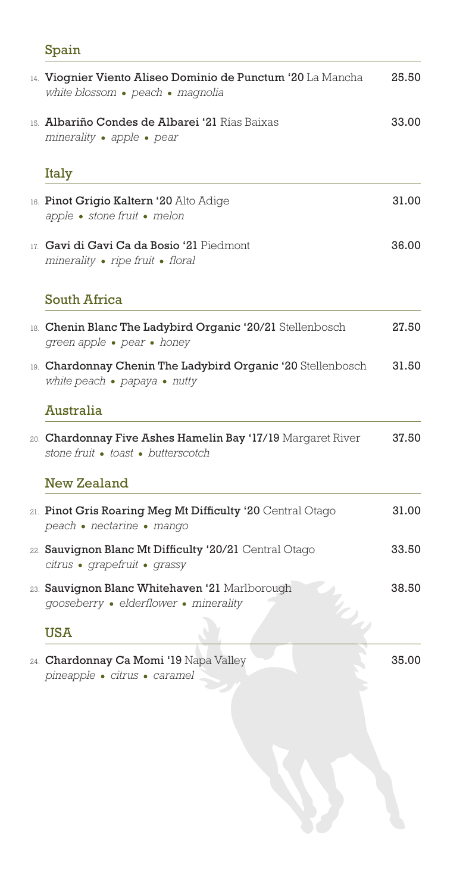## Spain

14. **Viognier Viento Aliseo Dominio de Punctum '20** La Mancha — 25.50
    *white blossom • peach • magnolia*

15. **Albariño Condes de Albarei '21** Rías Baixas — 33.00
    *minerality • apple • pear*

## Italy

16. **Pinot Grigio Kaltern '20** Alto Adige — 31.00
    *apple • stone fruit • melon*

17. **Gavi di Gavi Ca da Bosio '21** Piedmont — 36.00
    *minerality • ripe fruit • floral*

## South Africa

18. **Chenin Blanc The Ladybird Organic '20/21** Stellenbosch — 27.50
    *green apple • pear • honey*

19. **Chardonnay Chenin The Ladybird Organic '20** Stellenbosch — 31.50
    *white peach • papaya • nutty*

## Australia

20. **Chardonnay Five Ashes Hamelin Bay '17/19** Margaret River — 37.50
    *stone fruit • toast • butterscotch*

## New Zealand

21. **Pinot Gris Roaring Meg Mt Difficulty '20** Central Otago — 31.00
    *peach • nectarine • mango*

22. **Sauvignon Blanc Mt Difficulty '20/21** Central Otago — 33.50
    *citrus • grapefruit • grassy*

23. **Sauvignon Blanc Whitehaven '21** Marlborough — 38.50
    *gooseberry • elderflower • minerality*

## USA

24. **Chardonnay Ca Momi '19** Napa Valley — 35.00
    *pineapple • citrus • caramel*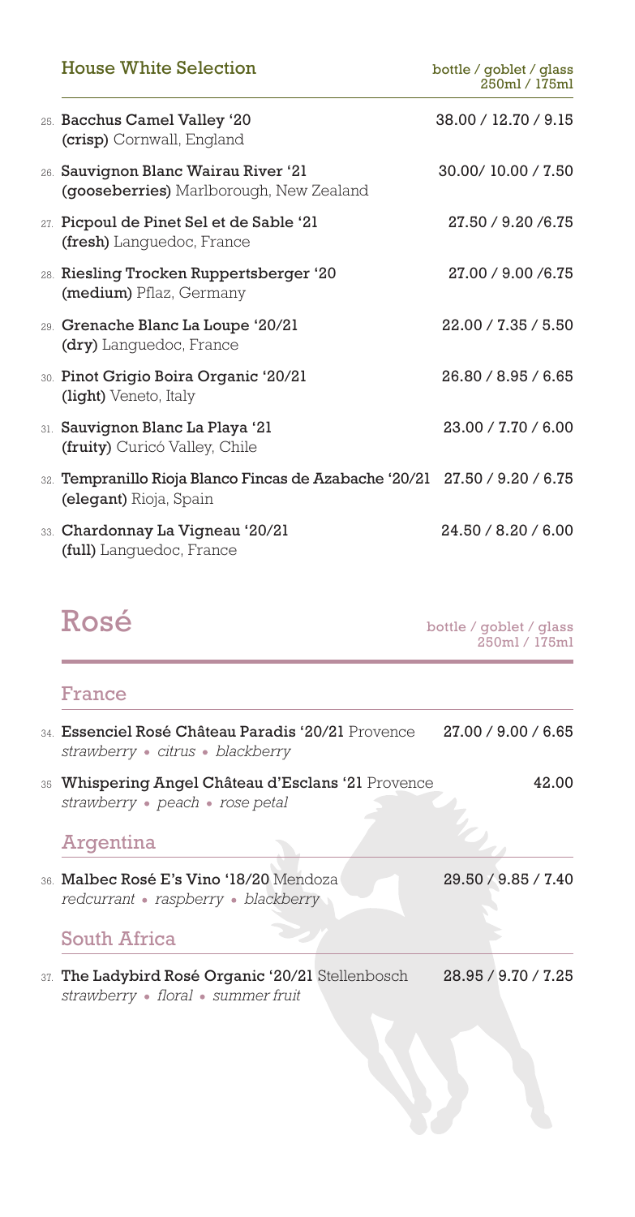## House White Selection

bottle / goblet / glass
250ml / 175ml

25. **Bacchus Camel Valley '20** 38.00 / 12.70 / 9.15
**(crisp)** Cornwall, England

26. **Sauvignon Blanc Wairau River '21** 30.00/ 10.00 / 7.50
**(gooseberries)** Marlborough, New Zealand

27. **Picpoul de Pinet Sel et de Sable '21** 27.50 / 9.20 /6.75
**(fresh)** Languedoc, France

28. **Riesling Trocken Ruppertsberger '20** 27.00 / 9.00 /6.75
**(medium)** Pflaz, Germany

29. **Grenache Blanc La Loupe '20/21** 22.00 / 7.35 / 5.50
**(dry)** Languedoc, France

30. **Pinot Grigio Boira Organic '20/21** 26.80 / 8.95 / 6.65
**(light)** Veneto, Italy

31. **Sauvignon Blanc La Playa '21** 23.00 / 7.70 / 6.00
**(fruity)** Curicó Valley, Chile

32. **Tempranillo Rioja Blanco Fincas de Azabache '20/21** 27.50 / 9.20 / 6.75
**(elegant)** Rioja, Spain

33. **Chardonnay La Vigneau '20/21** 24.50 / 8.20 / 6.00
**(full)** Languedoc, France

# Rosé

bottle / goblet / glass
250ml / 175ml

### France

34. **Essenciel Rosé Château Paradis '20/21** Provence 27.00 / 9.00 / 6.65
*strawberry • citrus • blackberry*

35. **Whispering Angel Château d'Esclans '21** Provence 42.00
*strawberry • peach • rose petal*

### Argentina

36. **Malbec Rosé E's Vino '18/20** Mendoza 29.50 / 9.85 / 7.40
*redcurrant • raspberry • blackberry*

### South Africa

37. **The Ladybird Rosé Organic '20/21** Stellenbosch 28.95 / 9.70 / 7.25
*strawberry • floral • summer fruit*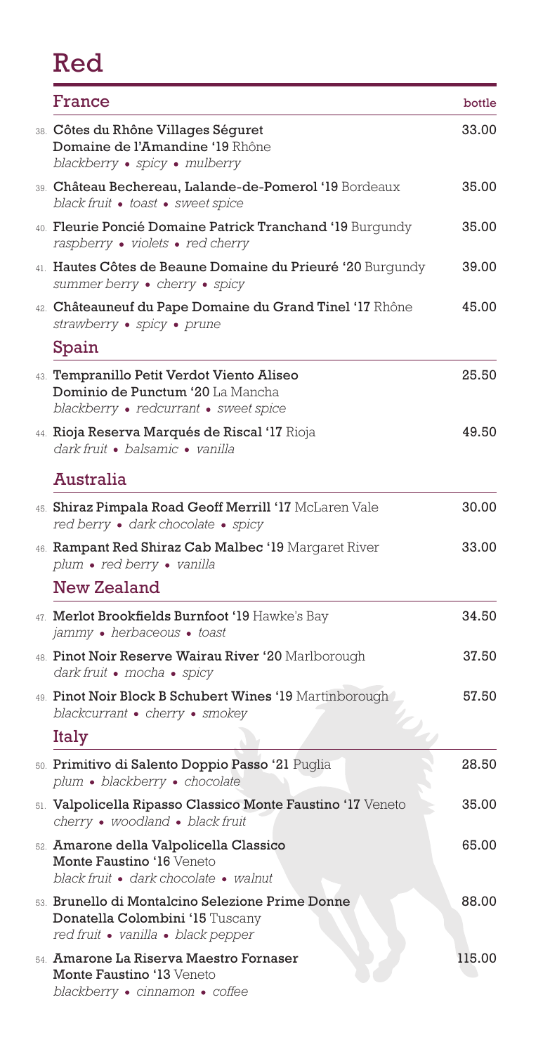# Red

## France

| | bottle |
|---|---|
| 38. **Côtes du Rhône Villages Séguret Domaine de l'Amandine '19** Rhône<br>*blackberry • spicy • mulberry* | 33.00 |
| 39. **Château Bechereau, Lalande-de-Pomerol '19** Bordeaux<br>*black fruit • toast • sweet spice* | 35.00 |
| 40. **Fleurie Poncié Domaine Patrick Tranchand '19** Burgundy<br>*raspberry • violets • red cherry* | 35.00 |
| 41. **Hautes Côtes de Beaune Domaine du Prieuré '20** Burgundy<br>*summer berry • cherry • spicy* | 39.00 |
| 42. **Châteauneuf du Pape Domaine du Grand Tinel '17** Rhône<br>*strawberry • spicy • prune* | 45.00 |

## Spain

| | |
|---|---|
| 43. **Tempranillo Petit Verdot Viento Aliseo Dominio de Punctum '20** La Mancha<br>*blackberry • redcurrant • sweet spice* | 25.50 |
| 44. **Rioja Reserva Marqués de Riscal '17** Rioja<br>*dark fruit • balsamic • vanilla* | 49.50 |

## Australia

| | |
|---|---|
| 45. **Shiraz Pimpala Road Geoff Merrill '17** McLaren Vale<br>*red berry • dark chocolate • spicy* | 30.00 |
| 46. **Rampant Red Shiraz Cab Malbec '19** Margaret River<br>*plum • red berry • vanilla* | 33.00 |

## New Zealand

| | |
|---|---|
| 47. **Merlot Brookfields Burnfoot '19** Hawke's Bay<br>*jammy • herbaceous • toast* | 34.50 |
| 48. **Pinot Noir Reserve Wairau River '20** Marlborough<br>*dark fruit • mocha • spicy* | 37.50 |
| 49. **Pinot Noir Block B Schubert Wines '19** Martinborough<br>*blackcurrant • cherry • smokey* | 57.50 |

## Italy

| | |
|---|---|
| 50. **Primitivo di Salento Doppio Passo '21** Puglia<br>*plum • blackberry • chocolate* | 28.50 |
| 51. **Valpolicella Ripasso Classico Monte Faustino '17** Veneto<br>*cherry • woodland • black fruit* | 35.00 |
| 52. **Amarone della Valpolicella Classico Monte Faustino '16** Veneto<br>*black fruit • dark chocolate • walnut* | 65.00 |
| 53. **Brunello di Montalcino Selezione Prime Donne Donatella Colombini '15** Tuscany<br>*red fruit • vanilla • black pepper* | 88.00 |
| 54. **Amarone La Riserva Maestro Fornaser Monte Faustino '13** Veneto<br>*blackberry • cinnamon • coffee* | 115.00 |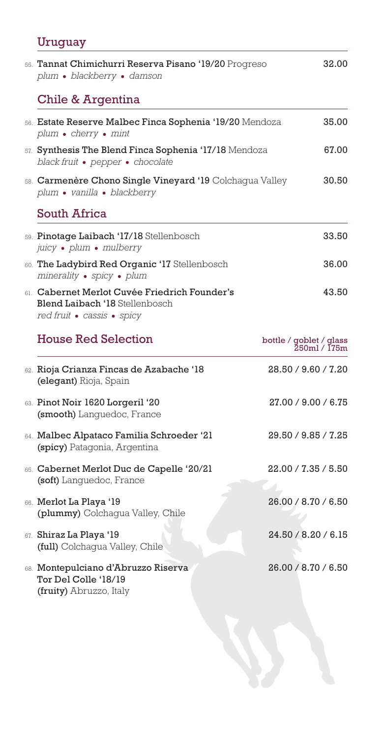## Uruguay

55. **Tannat Chimichurri Reserva Pisano '19/20** Progreso — 32.00
*plum • blackberry • damson*

## Chile & Argentina

56. **Estate Reserve Malbec Finca Sophenia '19/20** Mendoza — 35.00
*plum • cherry • mint*

57. **Synthesis The Blend Finca Sophenia '17/18** Mendoza — 67.00
*black fruit • pepper • chocolate*

58. **Carmenère Chono Single Vineyard '19** Colchagua Valley — 30.50
*plum • vanilla • blackberry*

## South Africa

59. **Pinotage Laibach '17/18** Stellenbosch — 33.50
*juicy • plum • mulberry*

60. **The Ladybird Red Organic '17** Stellenbosch — 36.00
*minerality • spicy • plum*

61. **Cabernet Merlot Cuvée Friedrich Founder's Blend Laibach '18** Stellenbosch — 43.50
*red fruit • cassis • spicy*

## House Red Selection

| | bottle / goblet / glass 250ml / 175m |
|---|---|
| 62. **Rioja Crianza Fincas de Azabache '18** **(elegant)** Rioja, Spain | 28.50 / 9.60 / 7.20 |
| 63. **Pinot Noir 1620 Lorgeril '20** **(smooth)** Languedoc, France | 27.00 / 9.00 / 6.75 |
| 64. **Malbec Alpataco Familia Schroeder '21** **(spicy)** Patagonia, Argentina | 29.50 / 9.85 / 7.25 |
| 65. **Cabernet Merlot Duc de Capelle '20/21** **(soft)** Languedoc, France | 22.00 / 7.35 / 5.50 |
| 66. **Merlot La Playa '19** **(plummy)** Colchagua Valley, Chile | 26.00 / 8.70 / 6.50 |
| 67. **Shiraz La Playa '19** **(full)** Colchagua Valley, Chile | 24.50 / 8.20 / 6.15 |
| 68. **Montepulciano d'Abruzzo Riserva Tor Del Colle '18/19** **(fruity)** Abruzzo, Italy | 26.00 / 8.70 / 6.50 |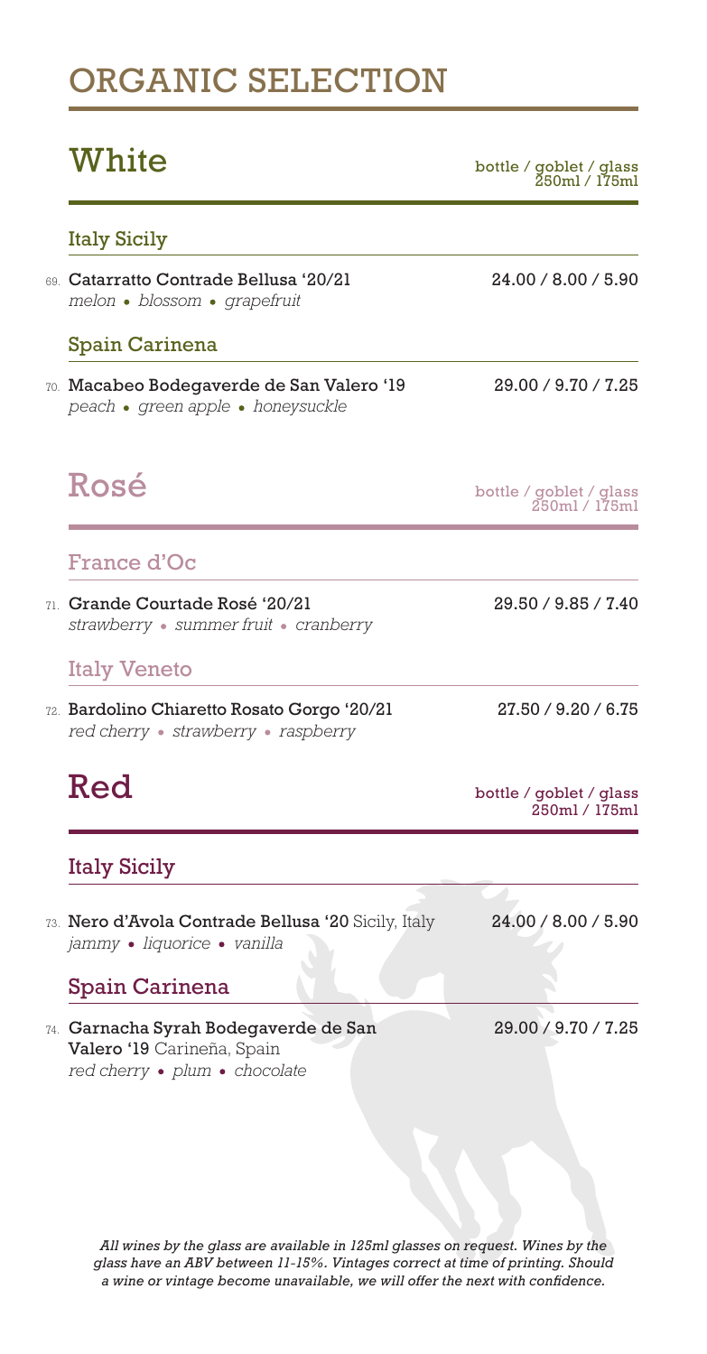# ORGANIC SELECTION

## White

bottle / goblet / glass
250ml / 175ml

### Italy Sicily

69. **Catarratto Contrade Bellusa '20/21** — 24.00 / 8.00 / 5.90
*melon • blossom • grapefruit*

### Spain Carinena

70. **Macabeo Bodegaverde de San Valero '19** — 29.00 / 9.70 / 7.25
*peach • green apple • honeysuckle*

## Rosé

bottle / goblet / glass
250ml / 175ml

### France d'Oc

71. **Grande Courtade Rosé '20/21** — 29.50 / 9.85 / 7.40
*strawberry • summer fruit • cranberry*

### Italy Veneto

72. **Bardolino Chiaretto Rosato Gorgo '20/21** — 27.50 / 9.20 / 6.75
*red cherry • strawberry • raspberry*

## Red

bottle / goblet / glass
250ml / 175ml

### Italy Sicily

73. **Nero d'Avola Contrade Bellusa '20** Sicily, Italy — 24.00 / 8.00 / 5.90
*jammy • liquorice • vanilla*

### Spain Carinena

74. **Garnacha Syrah Bodegaverde de San Valero '19** Cariñeña, Spain — 29.00 / 9.70 / 7.25
*red cherry • plum • chocolate*

*All wines by the glass are available in 125ml glasses on request. Wines by the glass have an ABV between 11-15%. Vintages correct at time of printing. Should a wine or vintage become unavailable, we will offer the next with confidence.*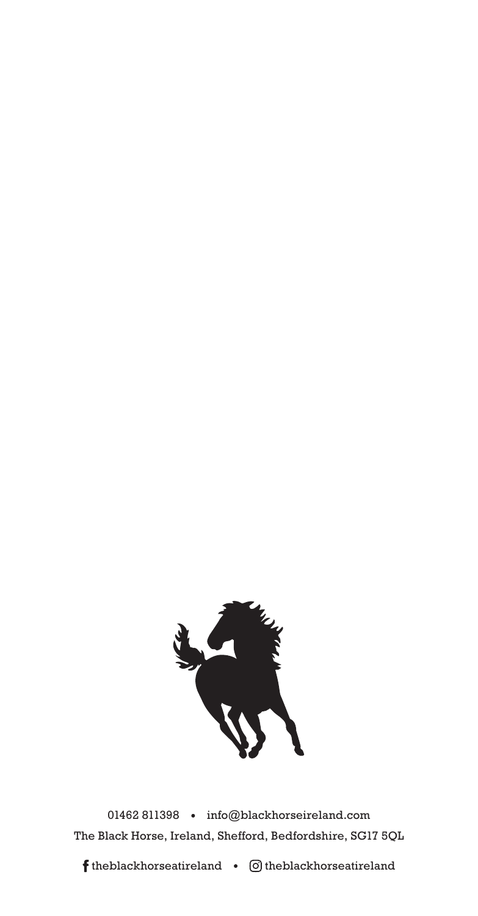01462 811398 • info@blackhorseireland.com

The Black Horse, Ireland, Shefford, Bedfordshire, SG17 5QL

theblackhorseatireland • theblackhorseatireland